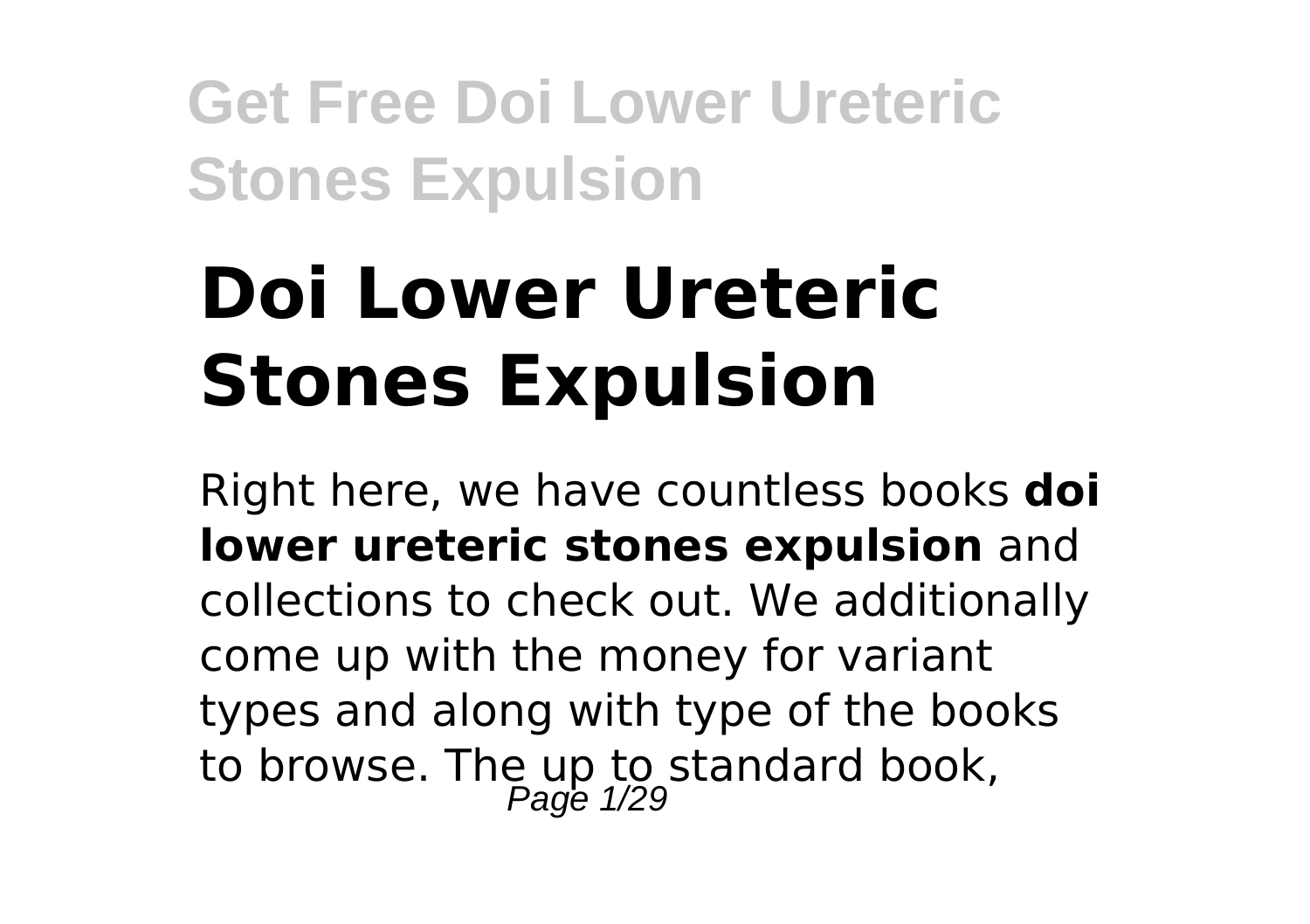# Doi Lower Ureteric Stones Expulsion

Right here, we have countless books **doi lower ureteric stones expulsion** and collections to check out. We additionally come up with the money for variant types and along with type of the books to browse. The up to standard book,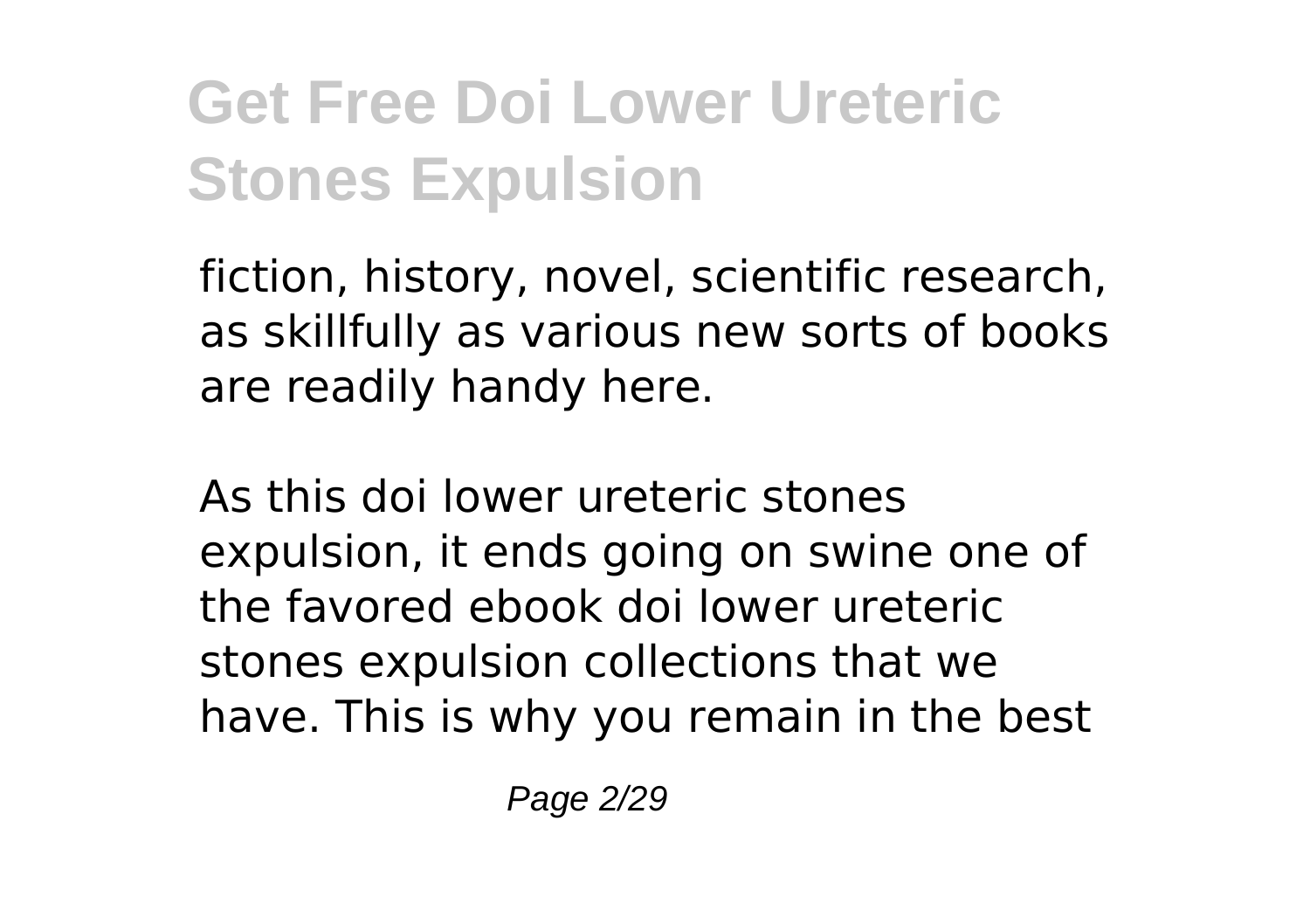fiction, history, novel, scientific research, as skillfully as various new sorts of books are readily handy here.

As this doi lower ureteric stones expulsion, it ends going on swine one of the favored ebook doi lower ureteric stones expulsion collections that we have. This is why you remain in the best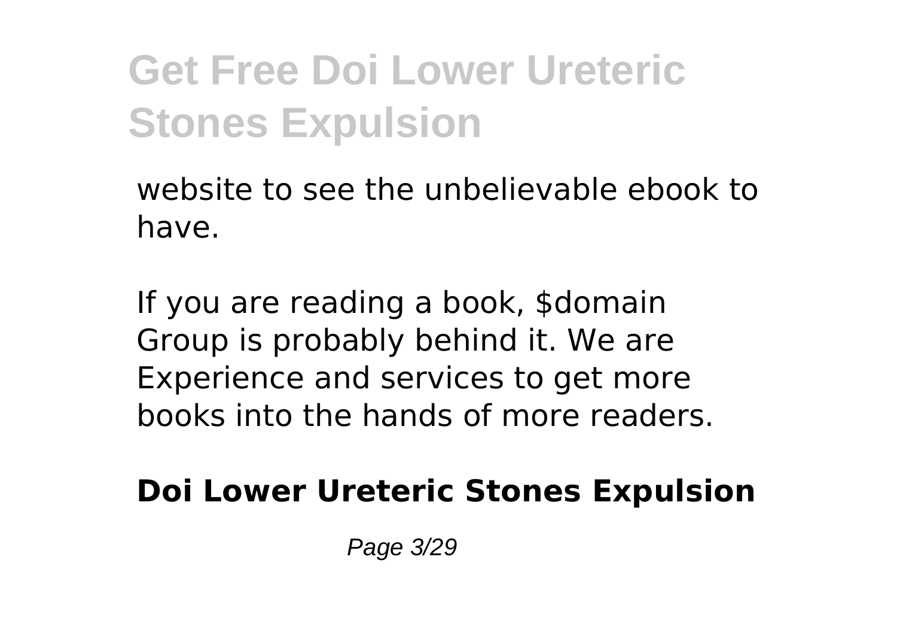website to see the unbelievable ebook to have.

If you are reading a book, $domain Group is probably behind it. We are Experience and services to get more books into the hands of more readers.

**Doi Lower Ureteric Stones Expulsion**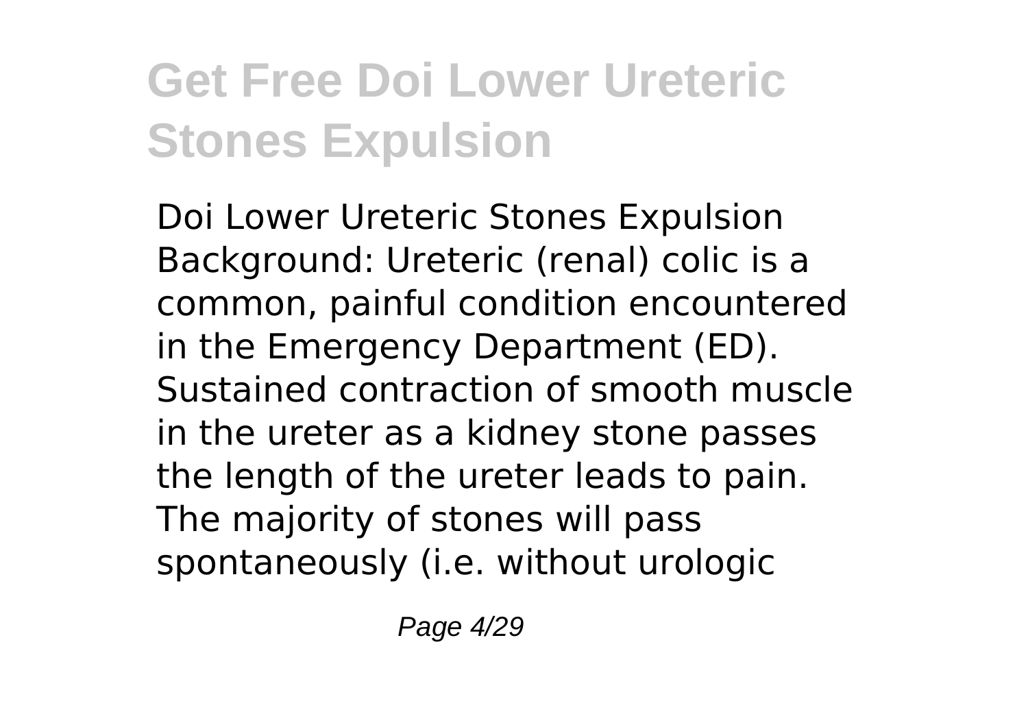# Get Free Doi Lower Ureteric Stones Expulsion

Doi Lower Ureteric Stones Expulsion Background: Ureteric (renal) colic is a common, painful condition encountered in the Emergency Department (ED). Sustained contraction of smooth muscle in the ureter as a kidney stone passes the length of the ureter leads to pain. The majority of stones will pass spontaneously (i.e. without urologic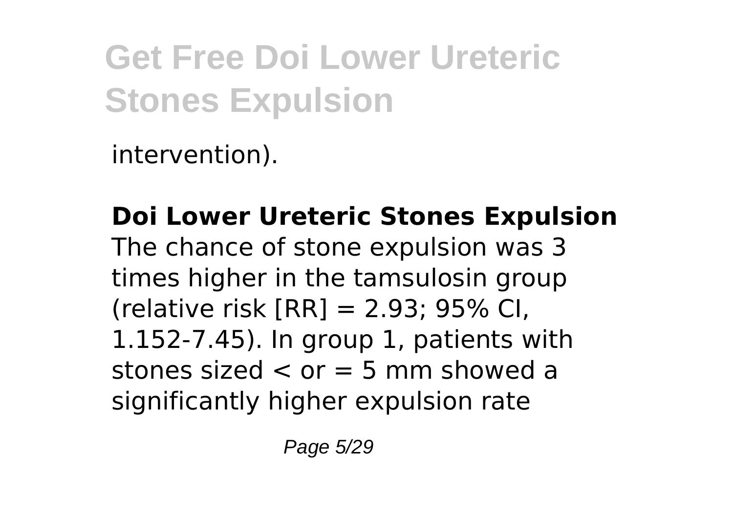intervention).

**Doi Lower Ureteric Stones Expulsion**

The chance of stone expulsion was 3 times higher in the tamsulosin group (relative risk [RR] = 2.93; 95% CI, 1.152-7.45). In group 1, patients with stones sized < or = 5 mm showed a significantly higher expulsion rate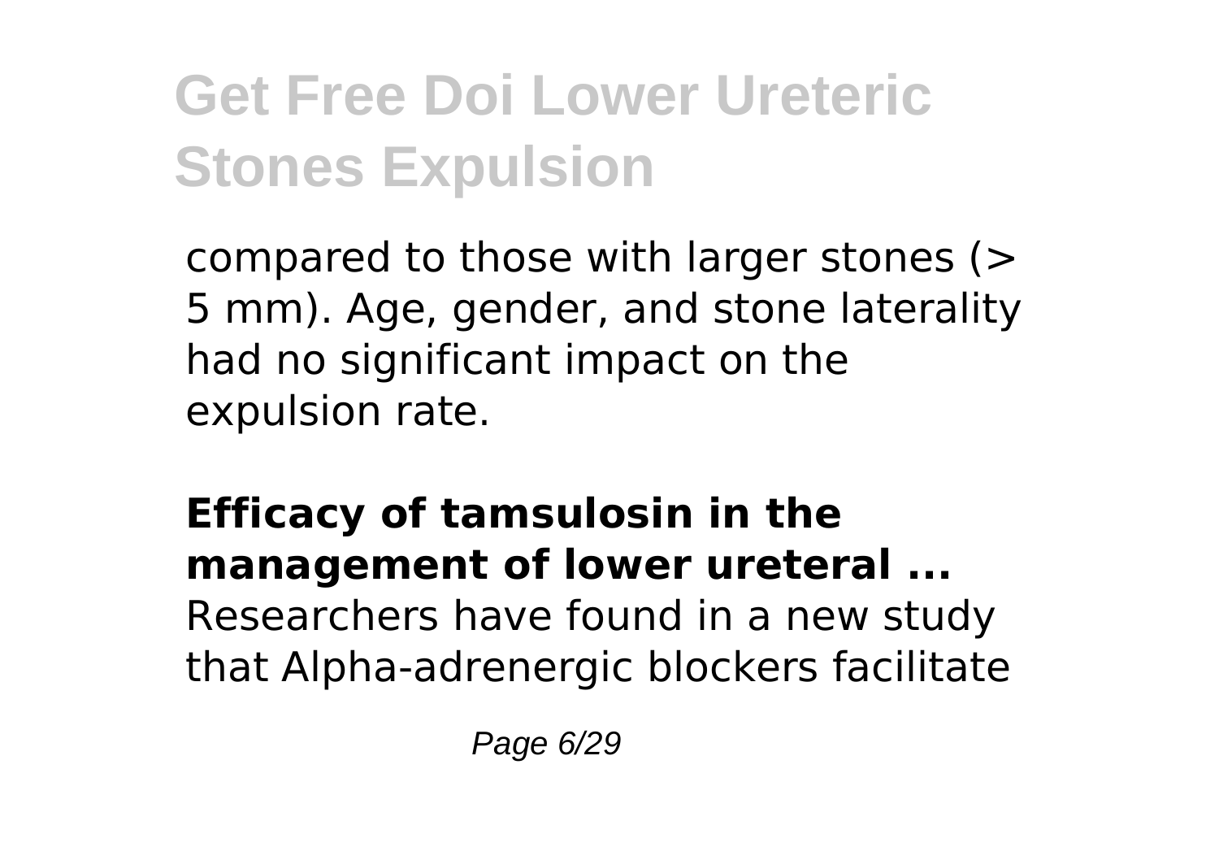compared to those with larger stones (> 5 mm). Age, gender, and stone laterality had no significant impact on the expulsion rate.

**Efficacy of tamsulosin in the management of lower ureteral ...**
Researchers have found in a new study that Alpha-adrenergic blockers facilitate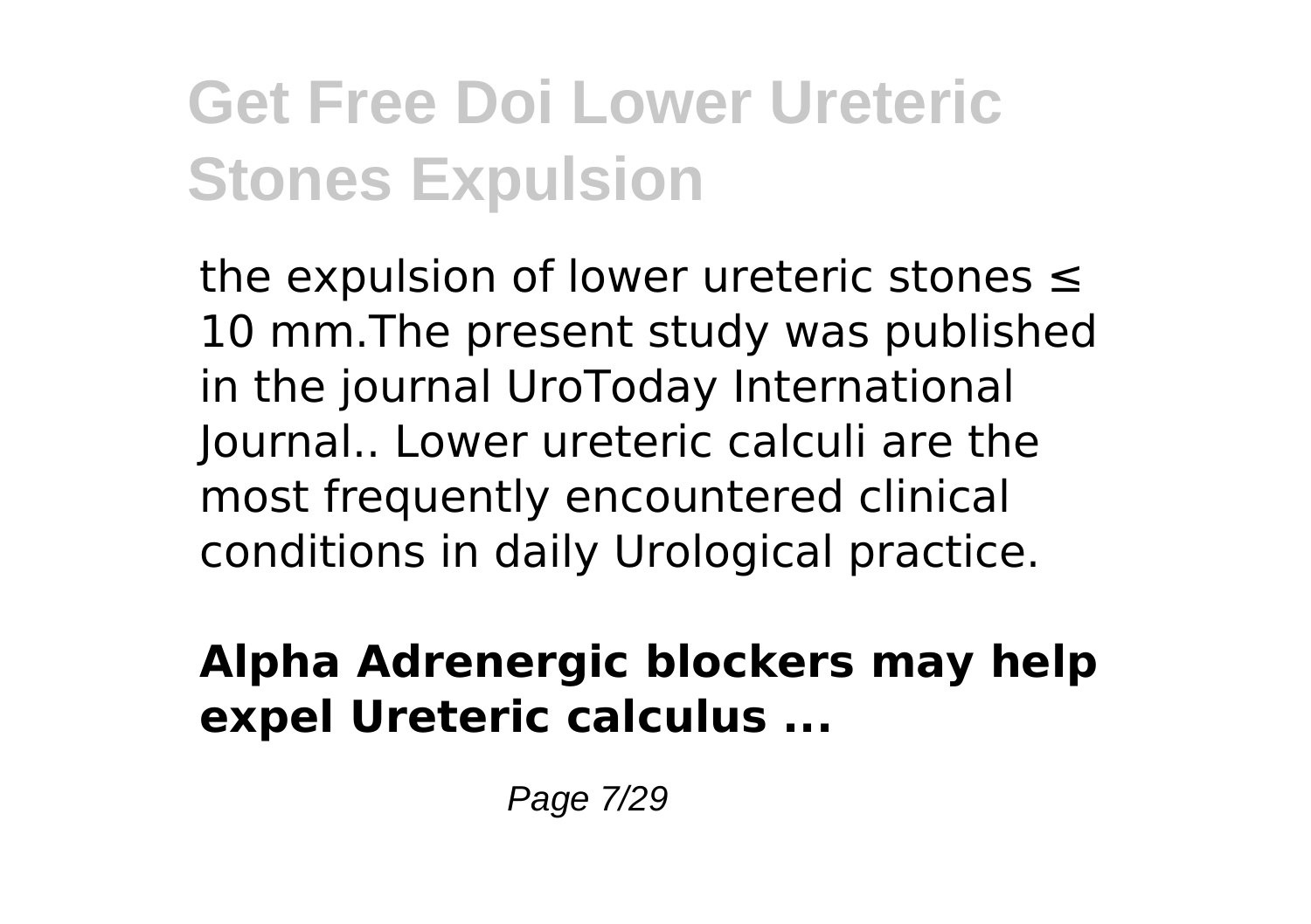the expulsion of lower ureteric stones $\leq$ 10 mm.The present study was published in the journal UroToday International Journal.. Lower ureteric calculi are the most frequently encountered clinical conditions in daily Urological practice.

**Alpha Adrenergic blockers may help expel Ureteric calculus ...**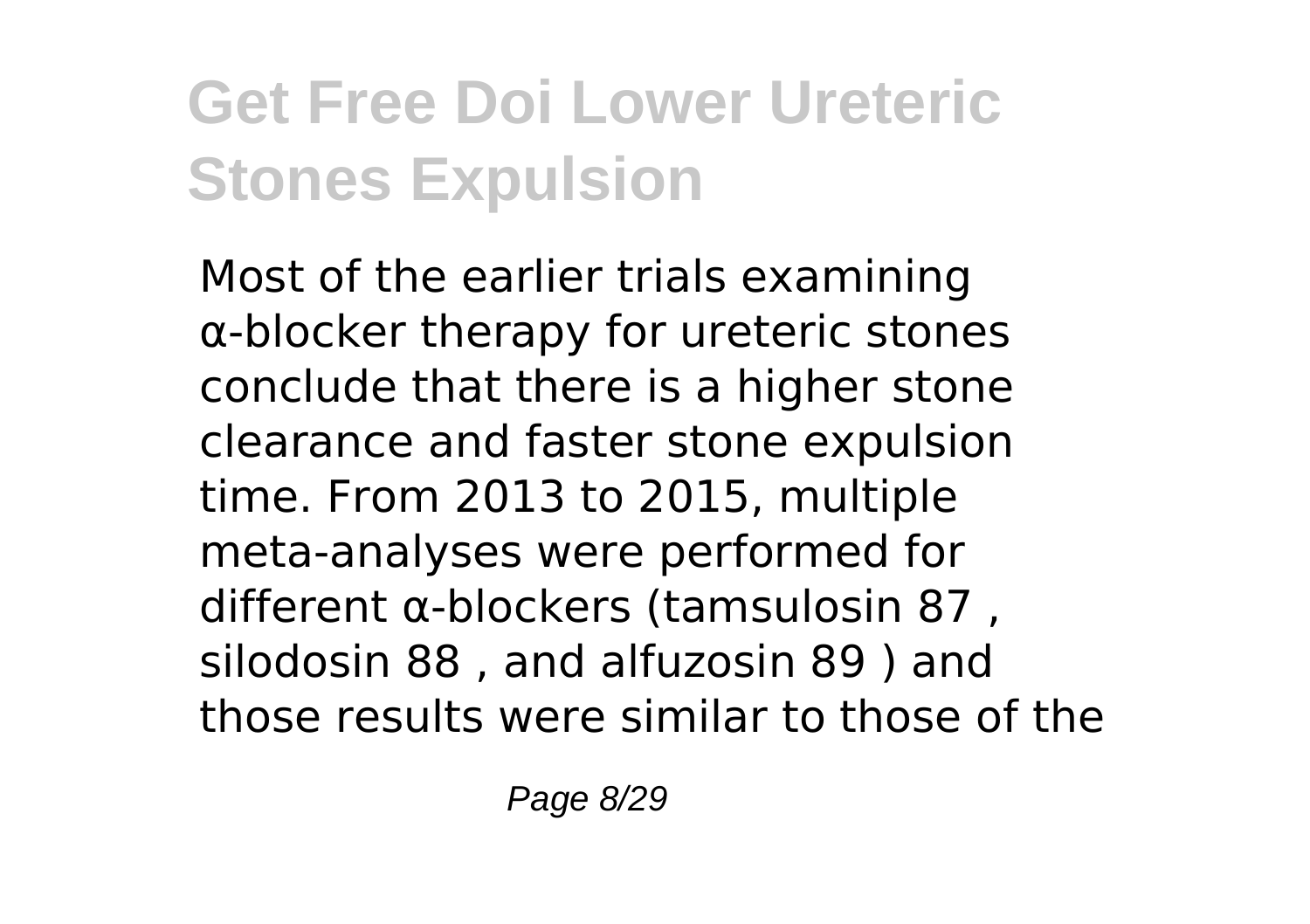Most of the earlier trials examining α-blocker therapy for ureteric stones conclude that there is a higher stone clearance and faster stone expulsion time. From 2013 to 2015, multiple meta-analyses were performed for different α-blockers (tamsulosin [87], silodosin [88], and alfuzosin [89]) and those results were similar to those of the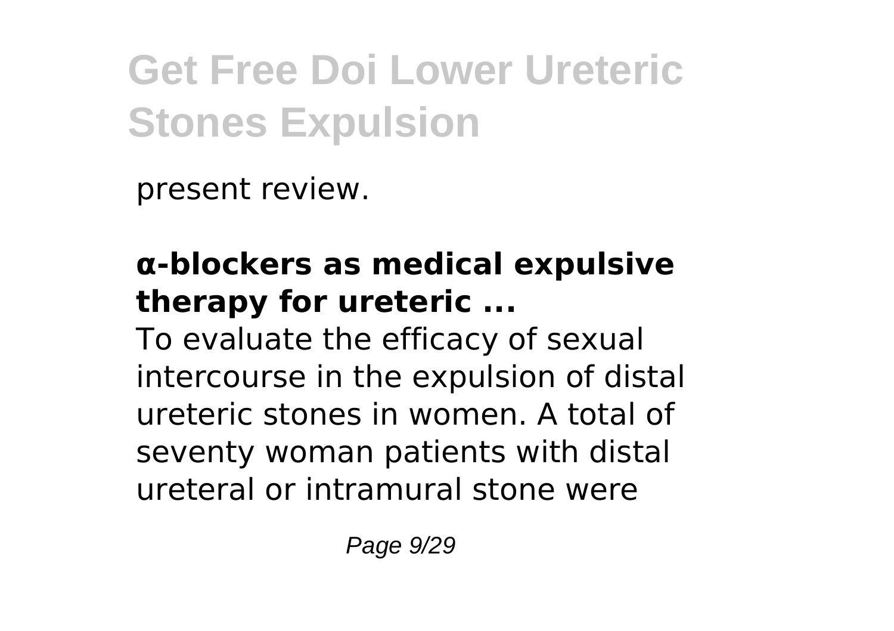present review.

**α-blockers as medical expulsive therapy for ureteric ...**

To evaluate the efficacy of sexual intercourse in the expulsion of distal ureteric stones in women. A total of seventy woman patients with distal ureteral or intramural stone were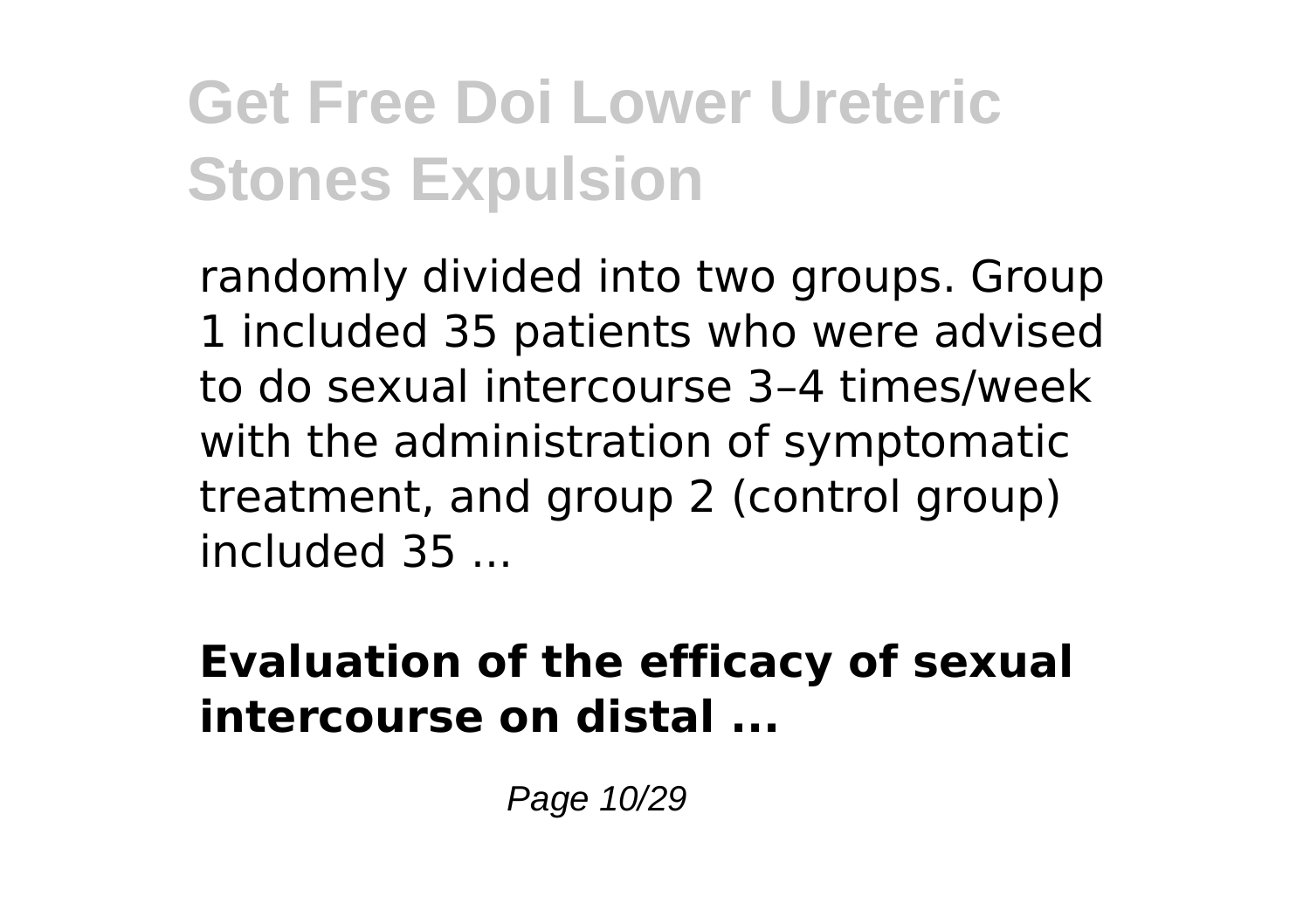randomly divided into two groups. Group 1 included 35 patients who were advised to do sexual intercourse 3–4 times/week with the administration of symptomatic treatment, and group 2 (control group) included 35 ...

**Evaluation of the efficacy of sexual intercourse on distal ...**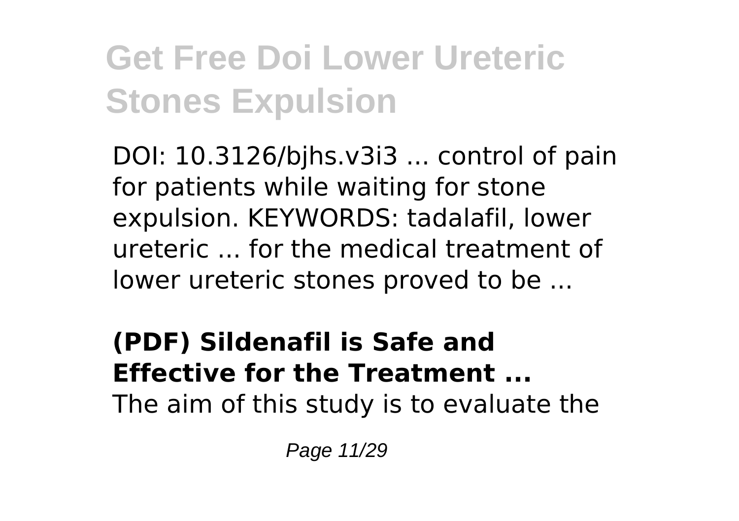DOI: 10.3126/bjhs.v3i3 ... control of pain for patients while waiting for stone expulsion. KEYWORDS: tadalafil, lower ureteric ... for the medical treatment of lower ureteric stones proved to be ...

**(PDF) Sildenafil is Safe and Effective for the Treatment ...**

The aim of this study is to evaluate the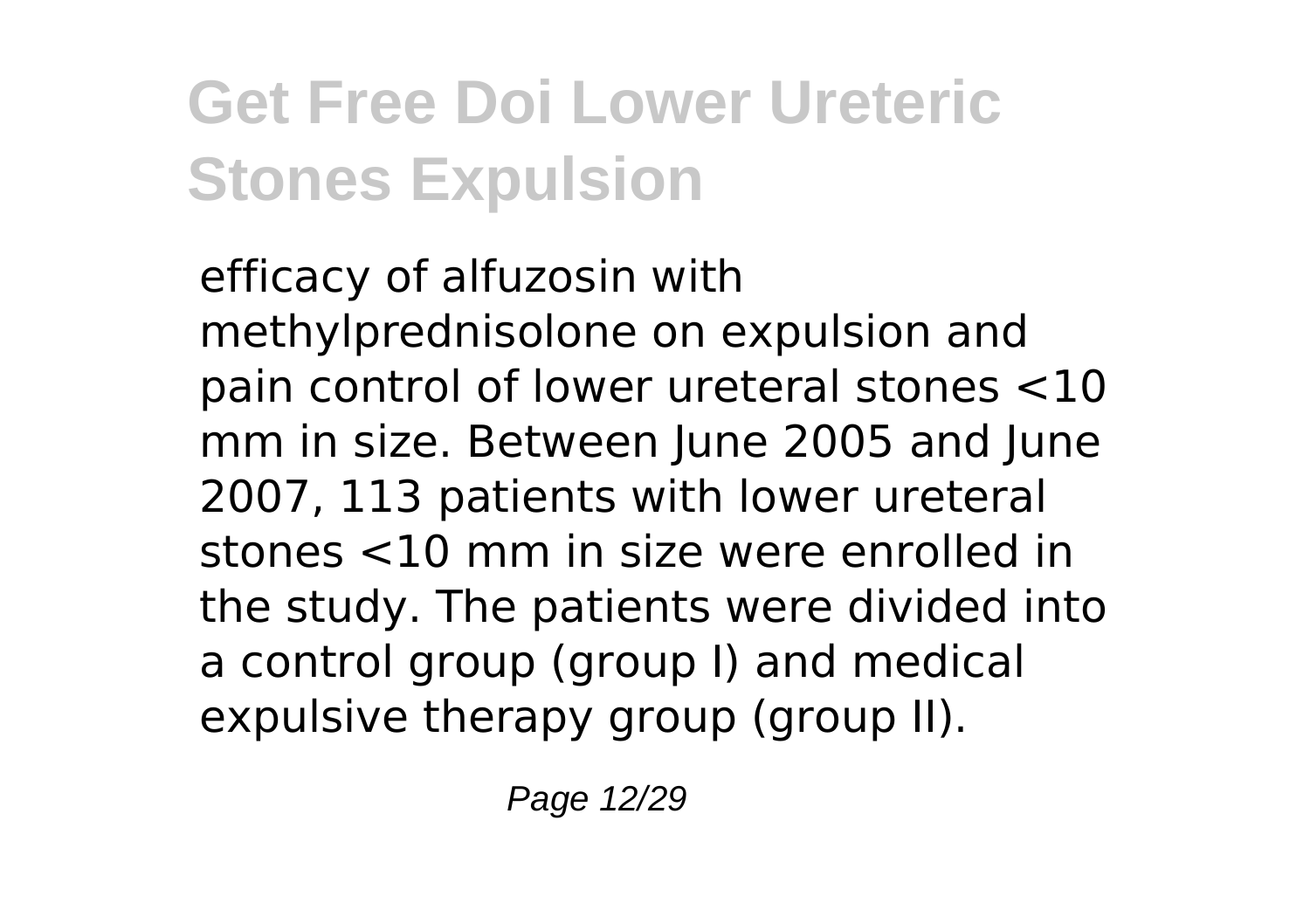efficacy of alfuzosin with methylprednisolone on expulsion and pain control of lower ureteral stones <10 mm in size. Between June 2005 and June 2007, 113 patients with lower ureteral stones <10 mm in size were enrolled in the study. The patients were divided into a control group (group I) and medical expulsive therapy group (group II).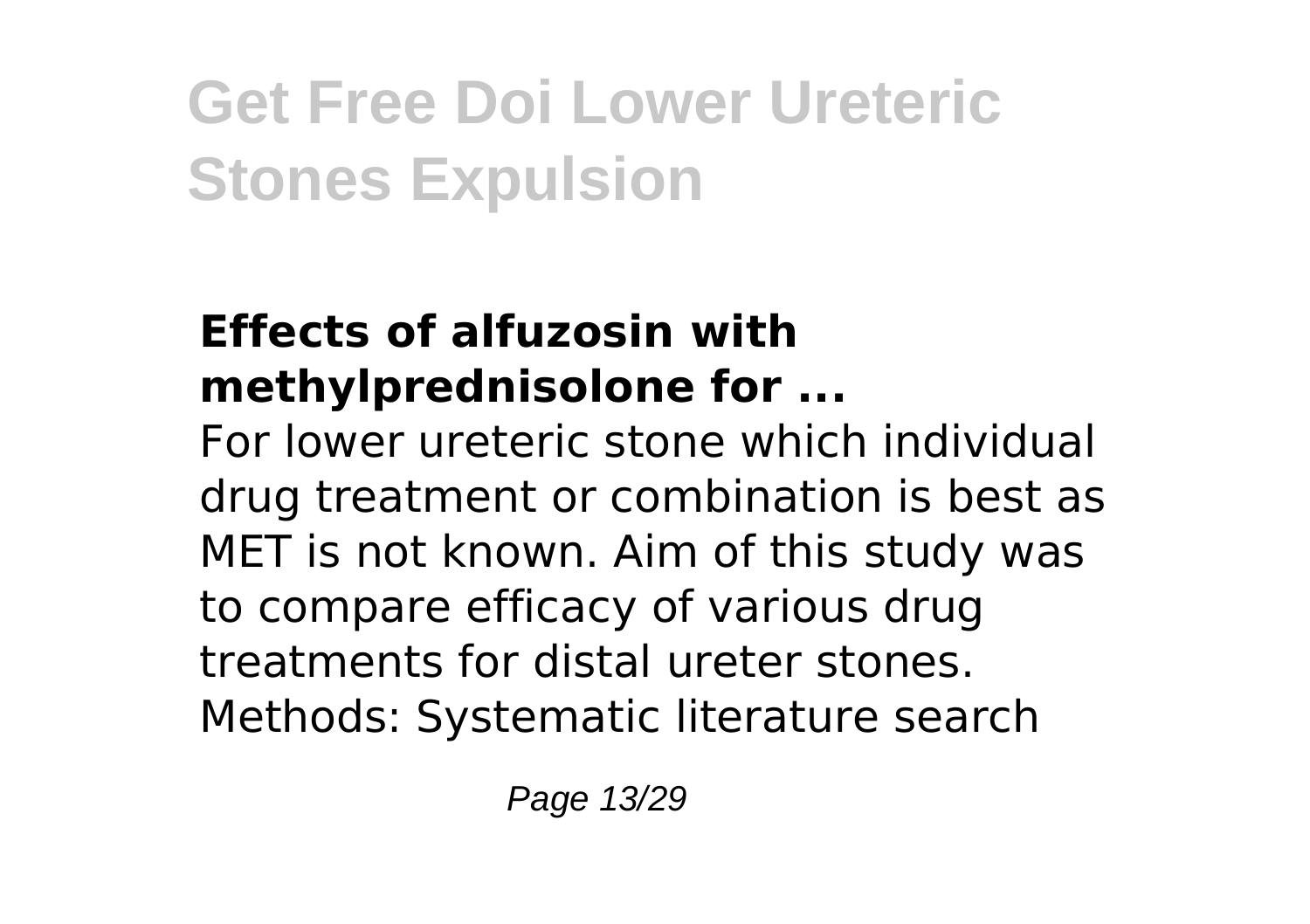# Get Free Doi Lower Ureteric Stones Expulsion

### Effects of alfuzosin with methylprednisolone for ...

For lower ureteric stone which individual drug treatment or combination is best as MET is not known. Aim of this study was to compare efficacy of various drug treatments for distal ureter stones. Methods: Systematic literature search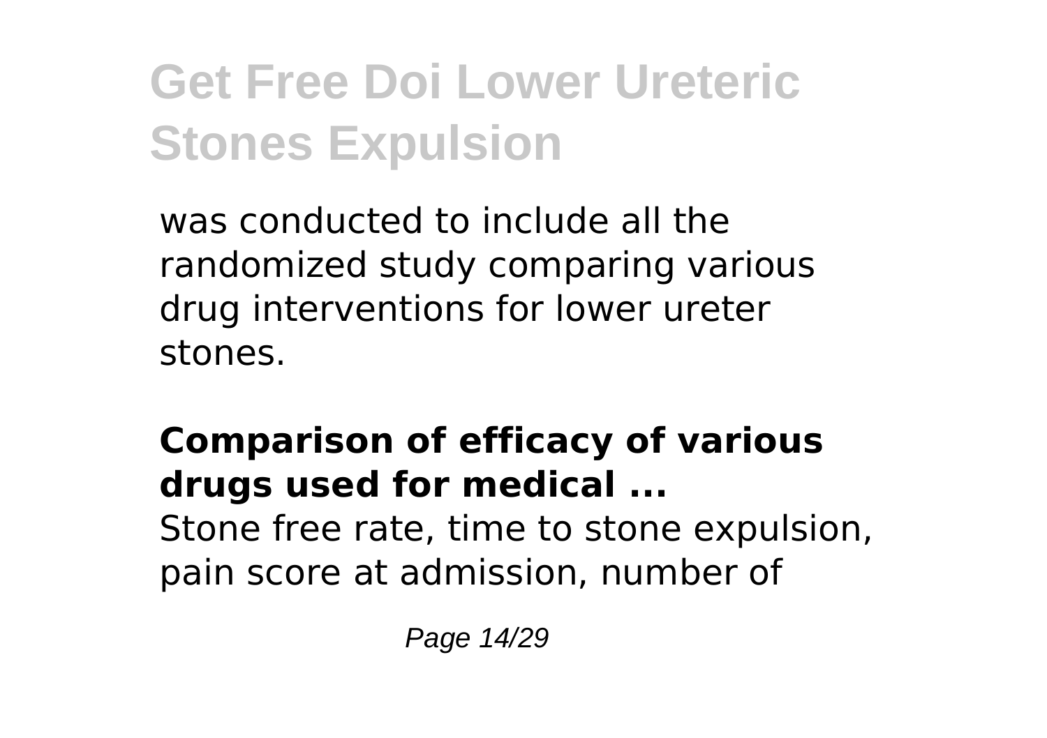was conducted to include all the randomized study comparing various drug interventions for lower ureter stones.

**Comparison of efficacy of various drugs used for medical ...**

Stone free rate, time to stone expulsion, pain score at admission, number of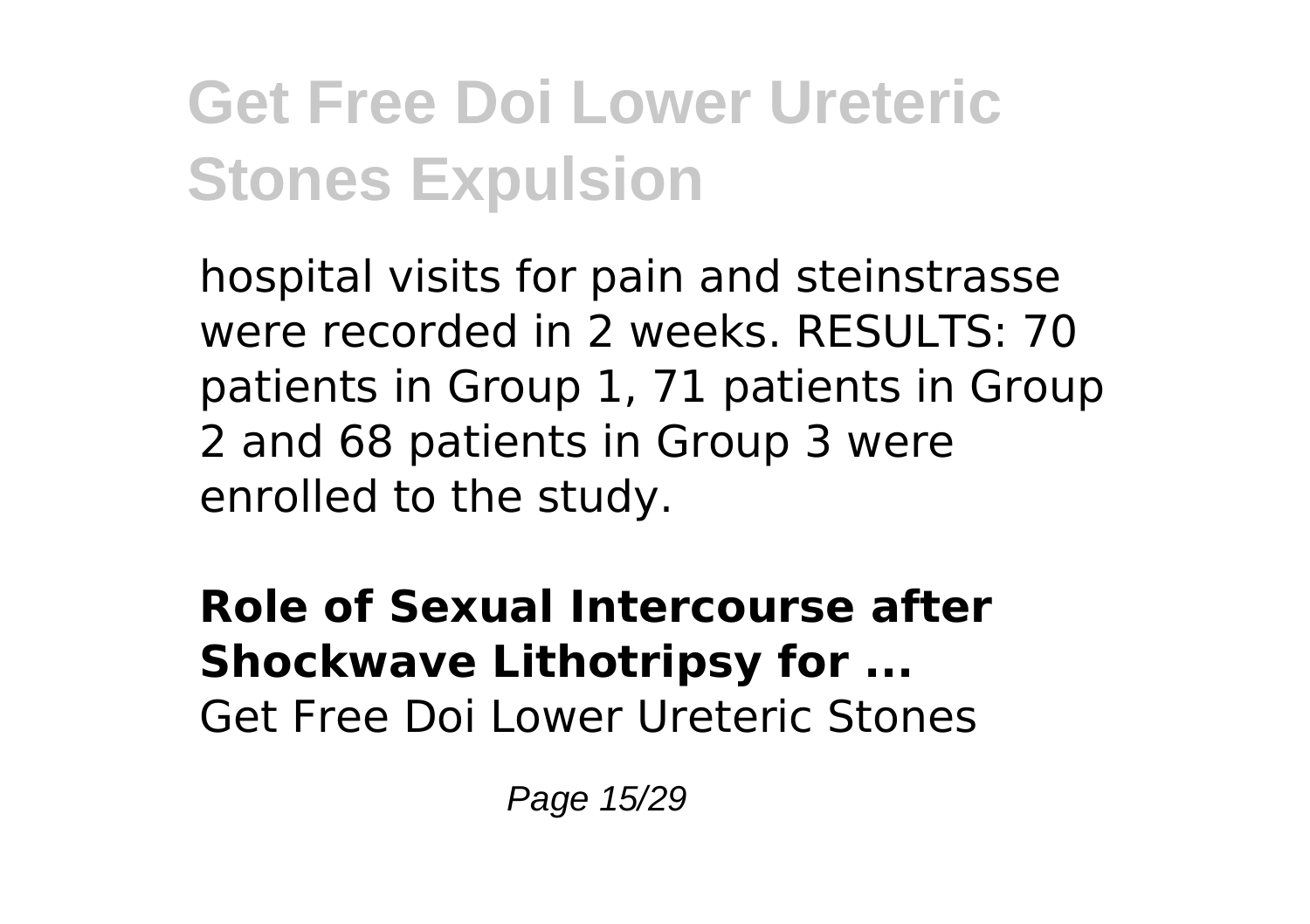hospital visits for pain and steinstrasse were recorded in 2 weeks. RESULTS: 70 patients in Group 1, 71 patients in Group 2 and 68 patients in Group 3 were enrolled to the study.

**Role of Sexual Intercourse after Shockwave Lithotripsy for ...**

Get Free Doi Lower Ureteric Stones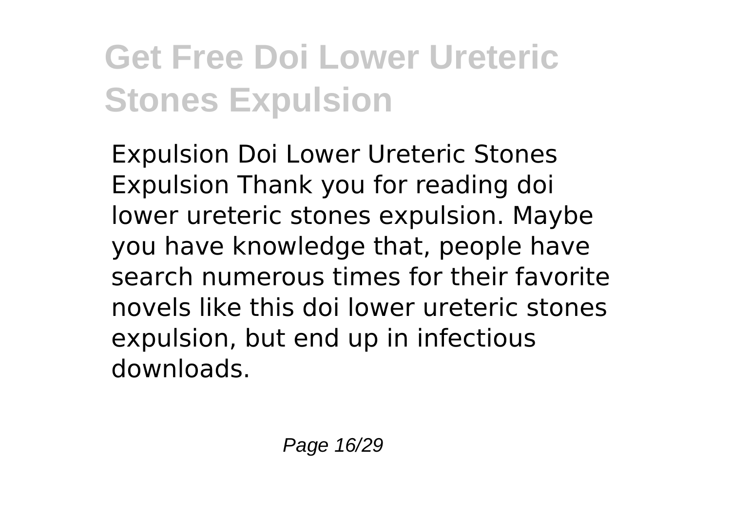Expulsion Doi Lower Ureteric Stones Expulsion Thank you for reading doi lower ureteric stones expulsion. Maybe you have knowledge that, people have search numerous times for their favorite novels like this doi lower ureteric stones expulsion, but end up in infectious downloads.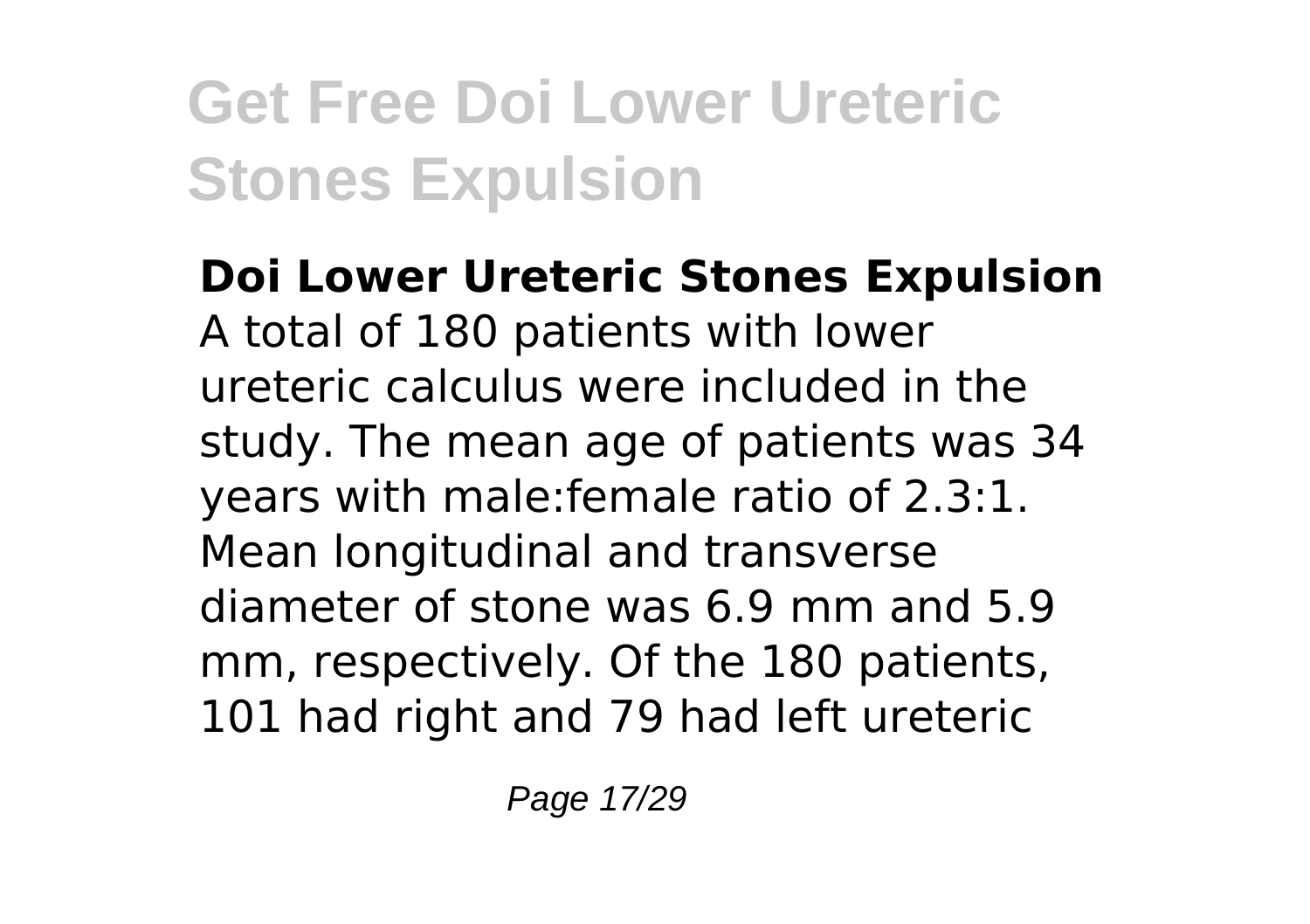**Doi Lower Ureteric Stones Expulsion**

A total of 180 patients with lower ureteric calculus were included in the study. The mean age of patients was 34 years with male:female ratio of 2.3:1. Mean longitudinal and transverse diameter of stone was 6.9 mm and 5.9 mm, respectively. Of the 180 patients, 101 had right and 79 had left ureteric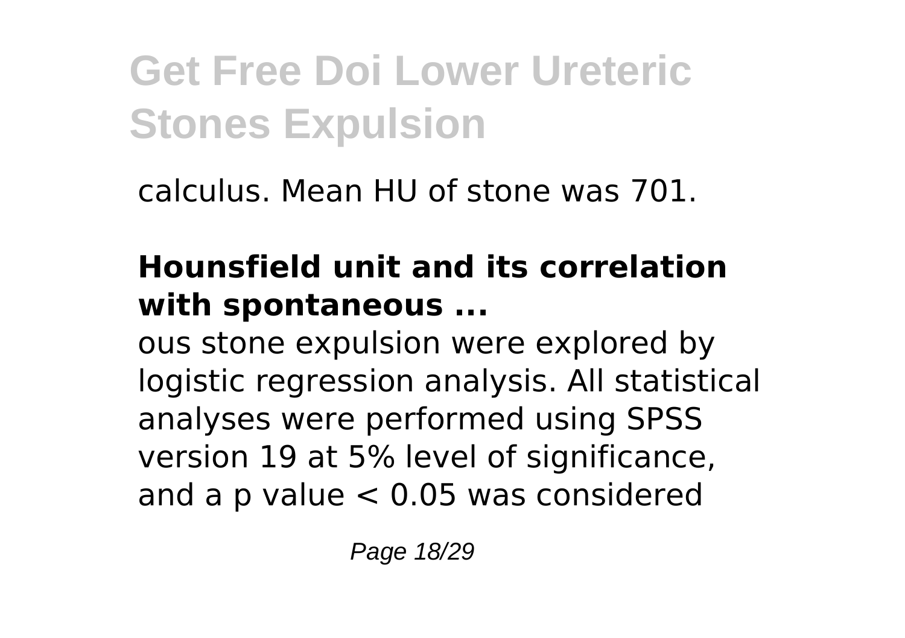calculus. Mean HU of stone was 701.

**Hounsfield unit and its correlation with spontaneous ...**

ous stone expulsion were explored by logistic regression analysis. All statistical analyses were performed using SPSS version 19 at 5% level of significance, and a p value $< 0.05$ was considered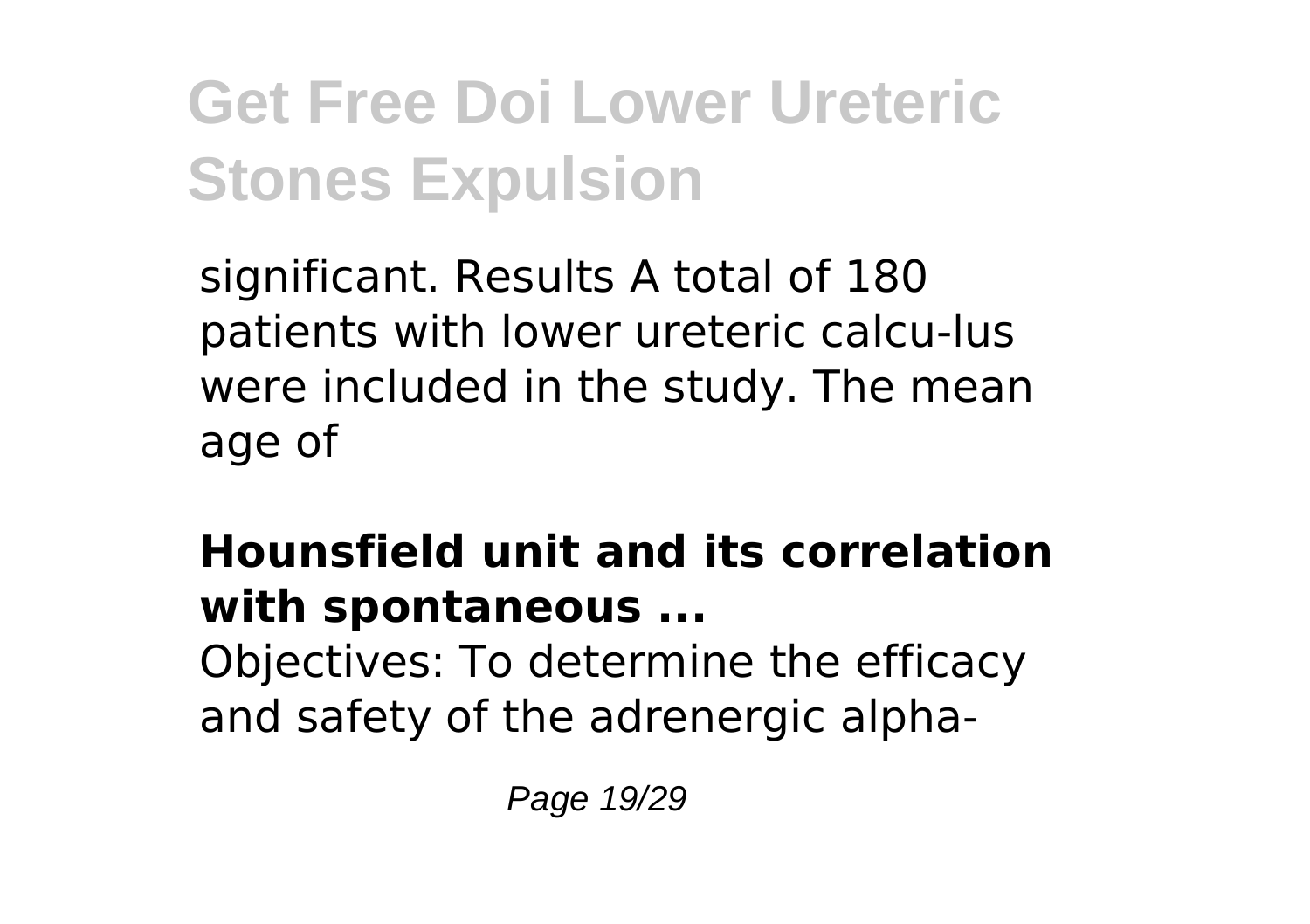significant. Results A total of 180 patients with lower ureteric calcu-lus were included in the study. The mean age of

**Hounsfield unit and its correlation with spontaneous ...**

Objectives: To determine the efficacy and safety of the adrenergic alpha-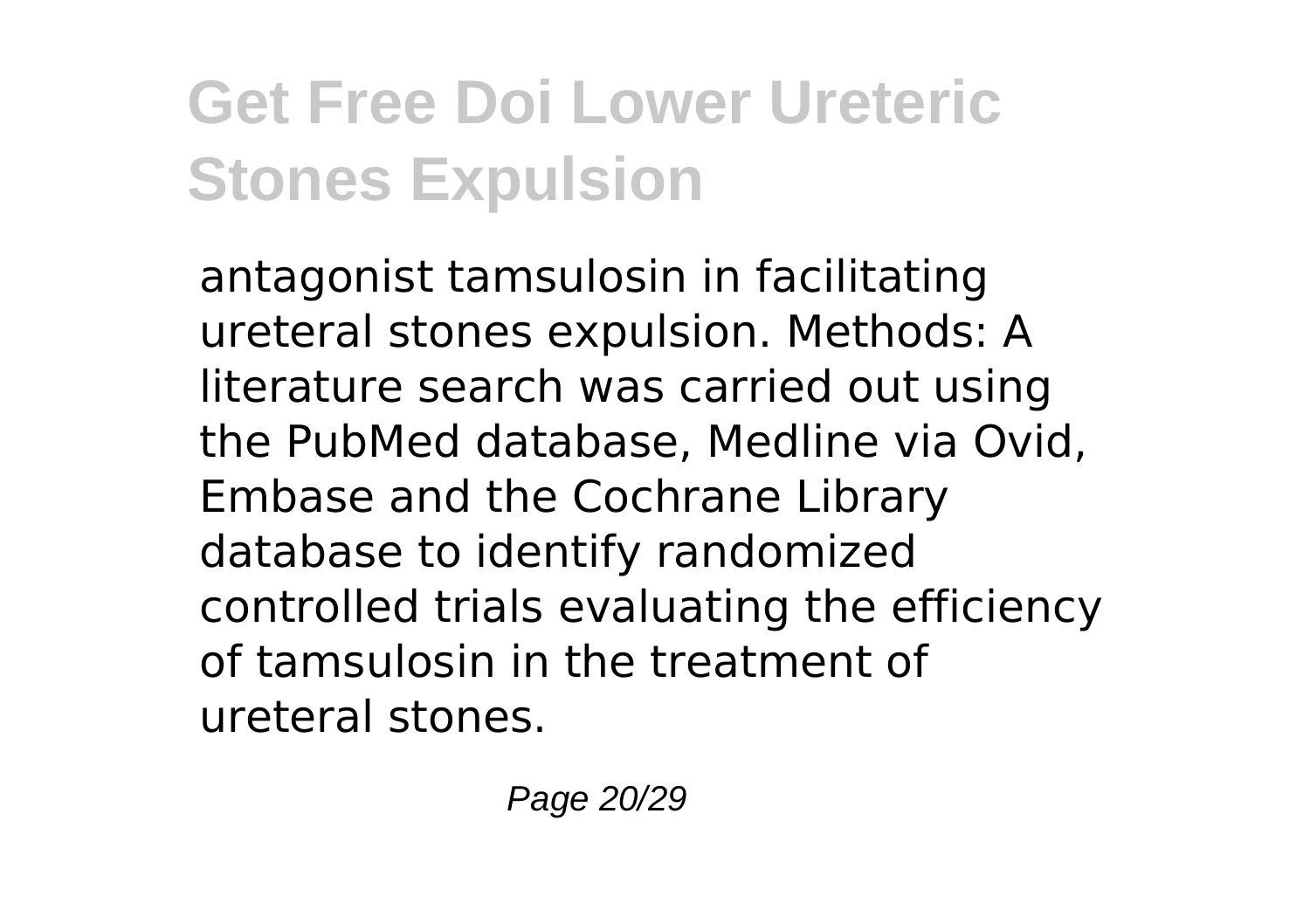antagonist tamsulosin in facilitating ureteral stones expulsion. Methods: A literature search was carried out using the PubMed database, Medline via Ovid, Embase and the Cochrane Library database to identify randomized controlled trials evaluating the efficiency of tamsulosin in the treatment of ureteral stones.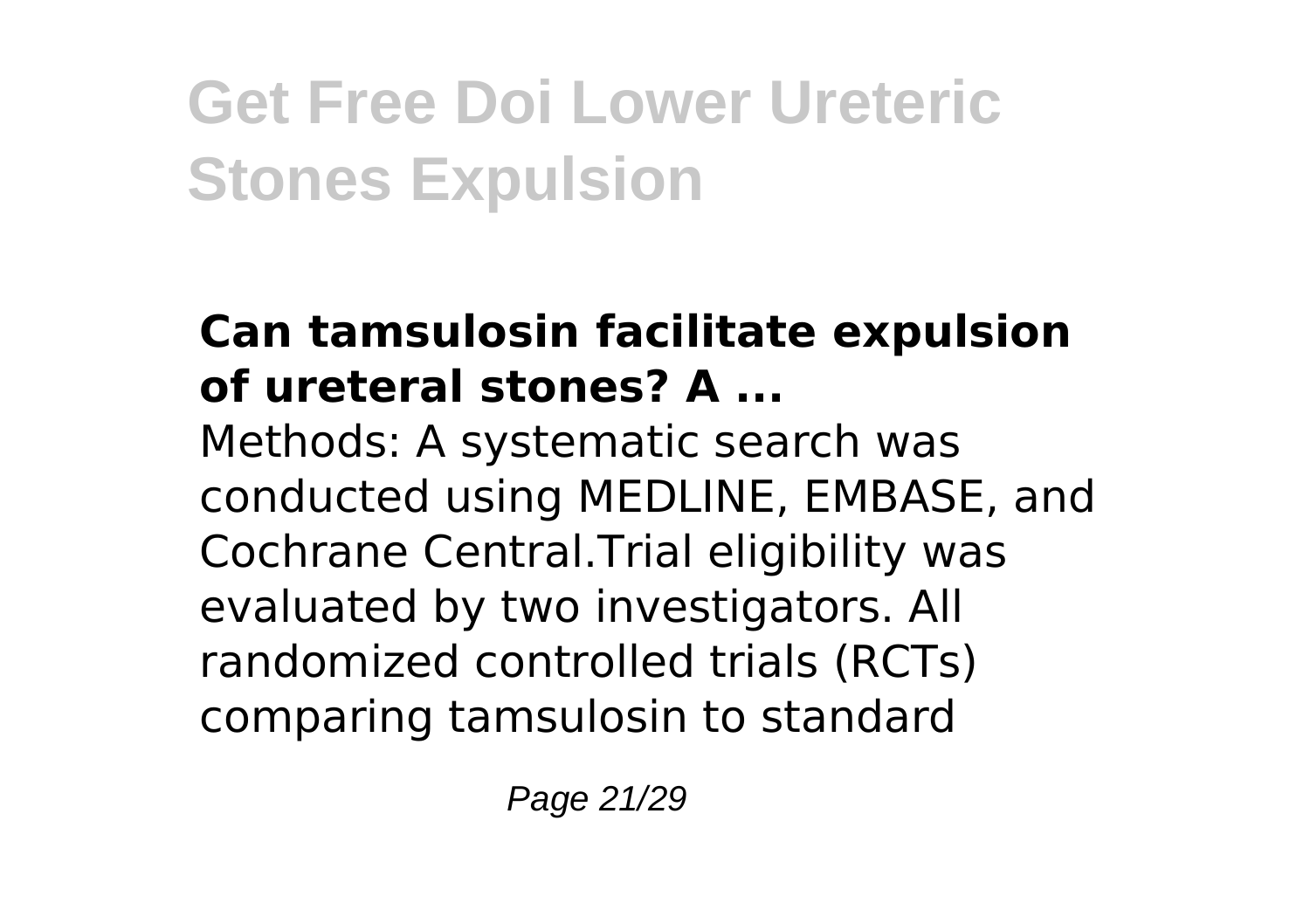### Can tamsulosin facilitate expulsion of ureteral stones? A ...

Methods: A systematic search was conducted using MEDLINE, EMBASE, and Cochrane Central.Trial eligibility was evaluated by two investigators. All randomized controlled trials (RCTs) comparing tamsulosin to standard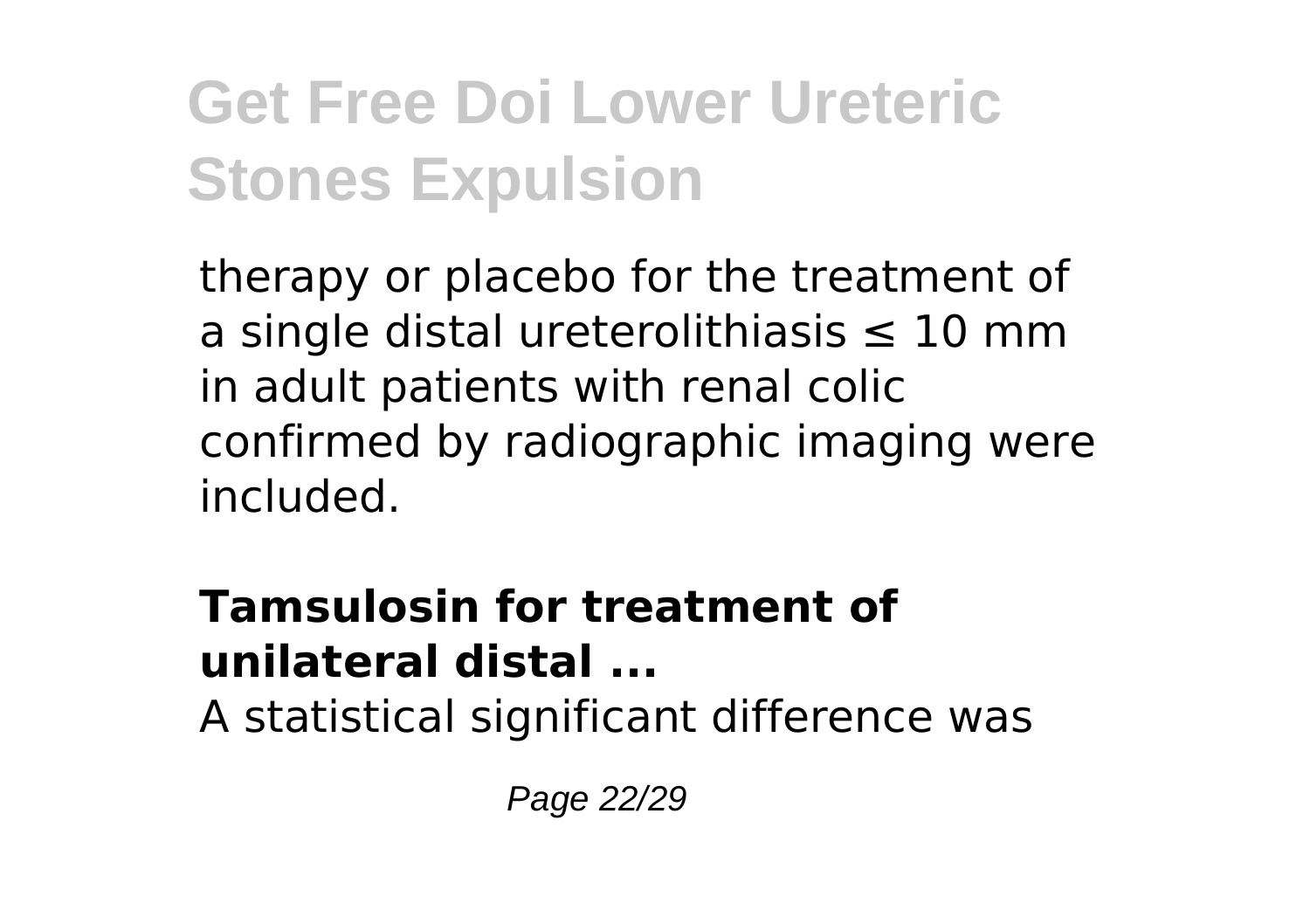therapy or placebo for the treatment of a single distal ureterolithiasis ≤ 10 mm in adult patients with renal colic confirmed by radiographic imaging were included.

**Tamsulosin for treatment of unilateral distal ...**

A statistical significant difference was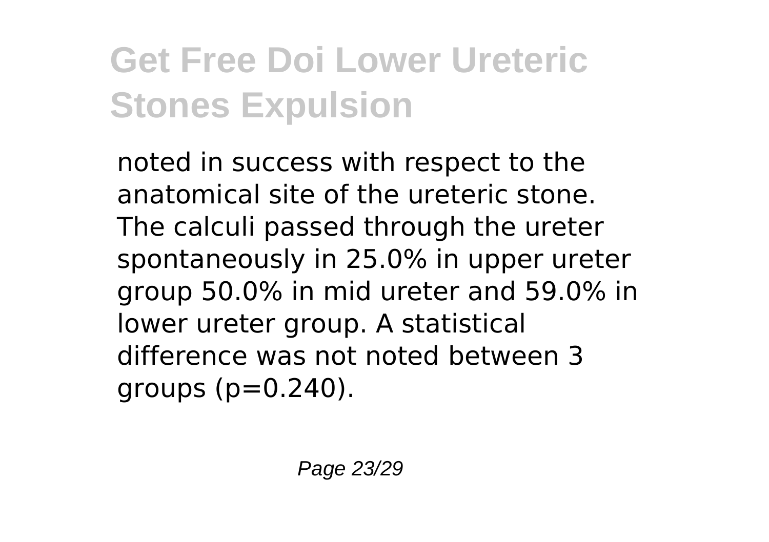noted in success with respect to the anatomical site of the ureteric stone. The calculi passed through the ureter spontaneously in 25.0% in upper ureter group 50.0% in mid ureter and 59.0% in lower ureter group. A statistical difference was not noted between 3 groups ($p=0.240$).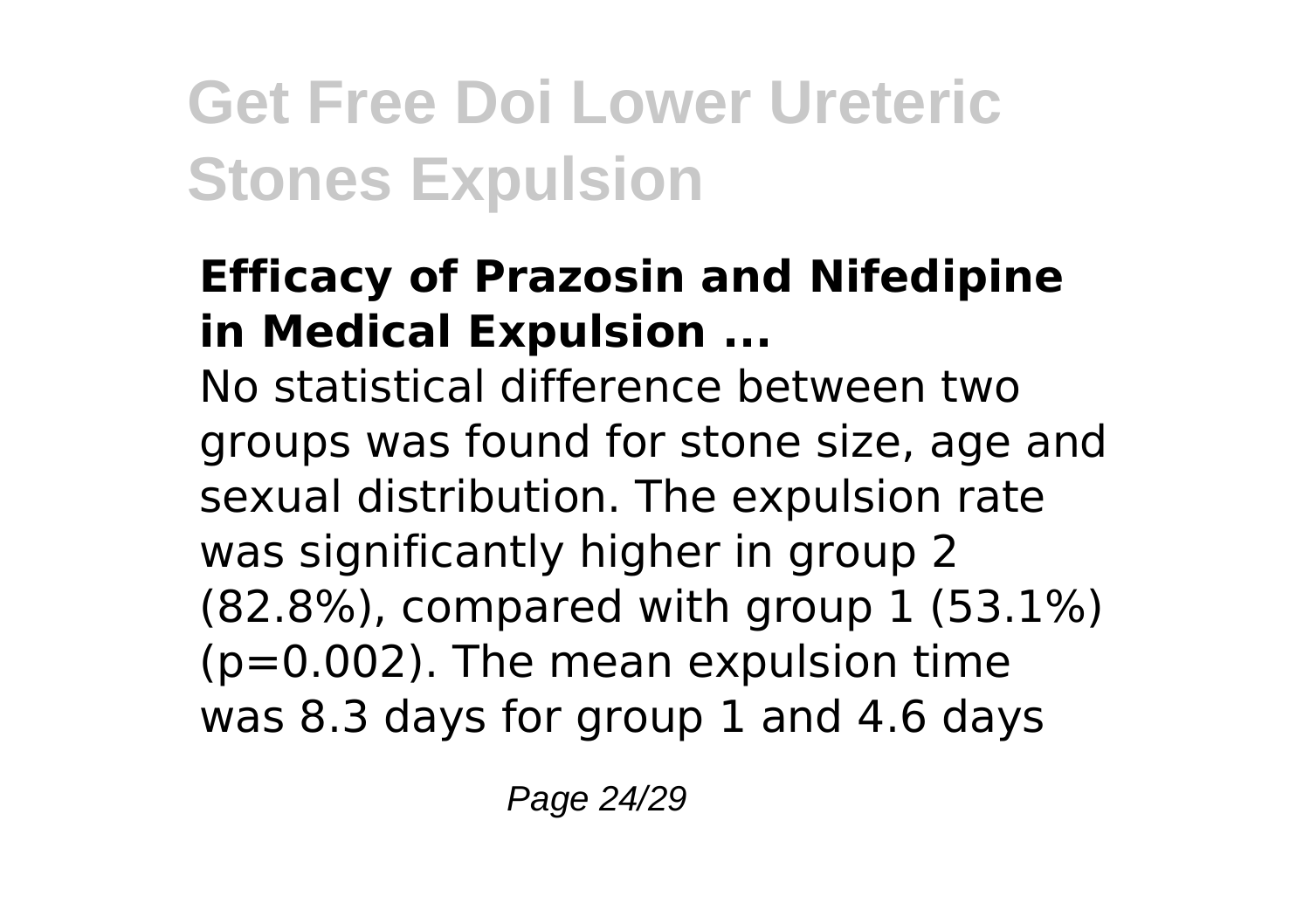### Efficacy of Prazosin and Nifedipine in Medical Expulsion ...

No statistical difference between two groups was found for stone size, age and sexual distribution. The expulsion rate was significantly higher in group 2 (82.8%), compared with group 1 (53.1%) ($p=0.002$). The mean expulsion time was 8.3 days for group 1 and 4.6 days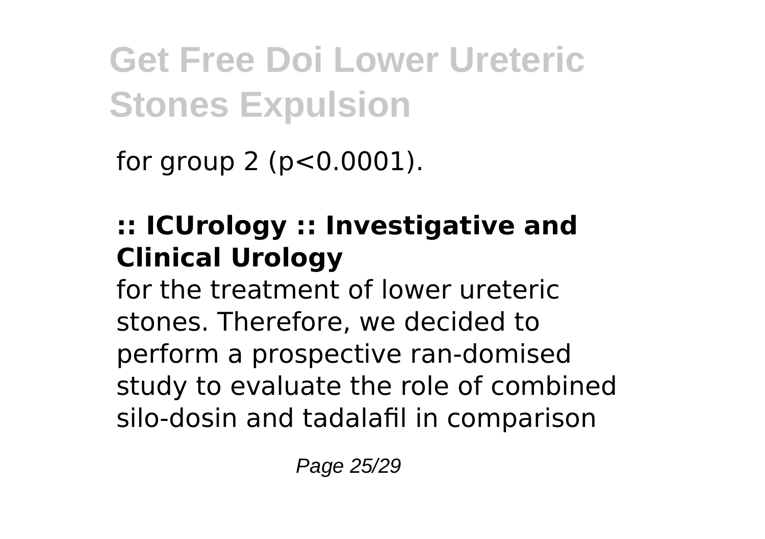for group 2 ($p<0.0001$).

### :: ICUrology :: Investigative and Clinical Urology

for the treatment of lower ureteric stones. Therefore, we decided to perform a prospective ran-domised study to evaluate the role of combined silo-dosin and tadalafil in comparison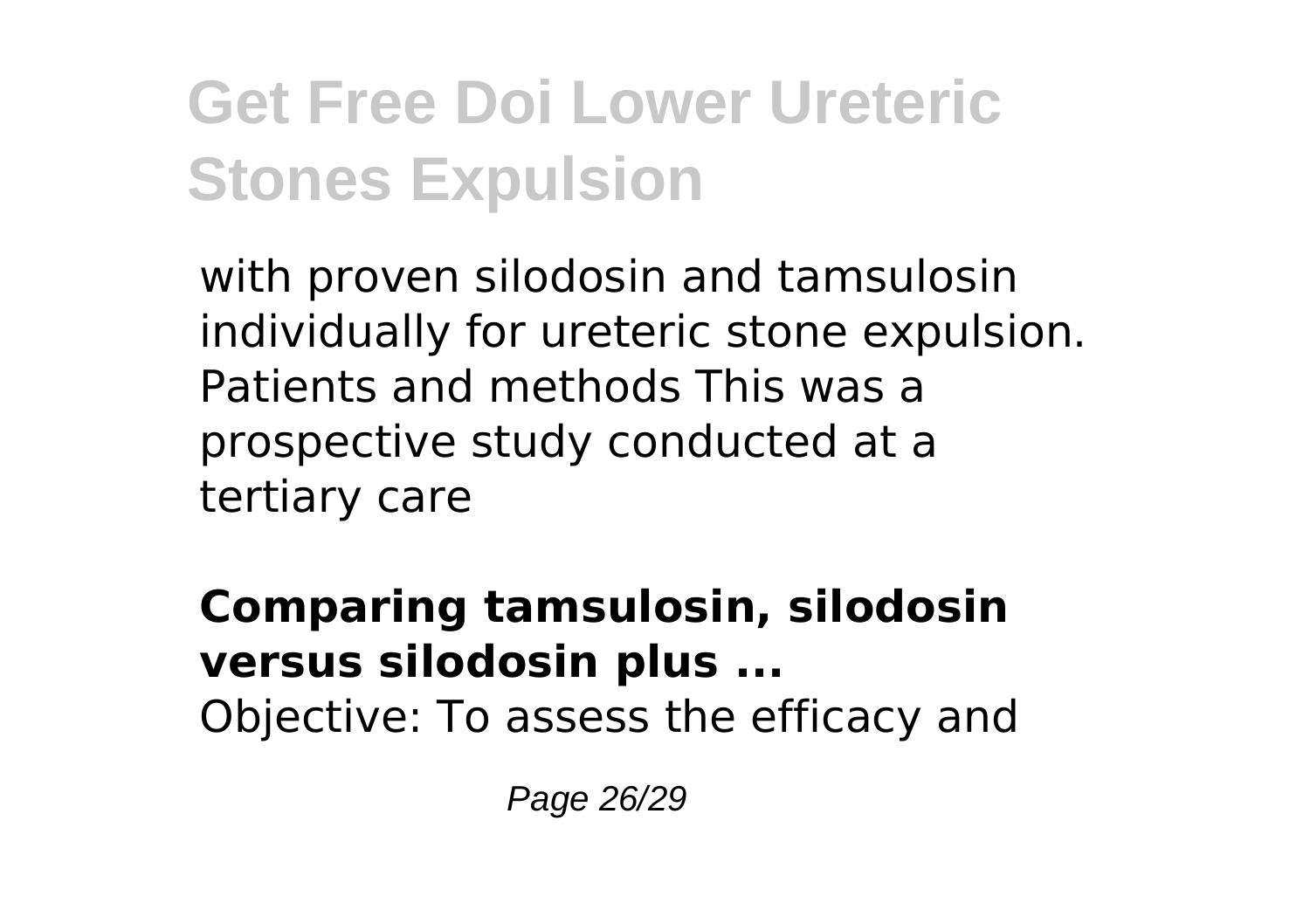with proven silodosin and tamsulosin individually for ureteric stone expulsion. Patients and methods This was a prospective study conducted at a tertiary care

**Comparing tamsulosin, silodosin versus silodosin plus ...**

Objective: To assess the efficacy and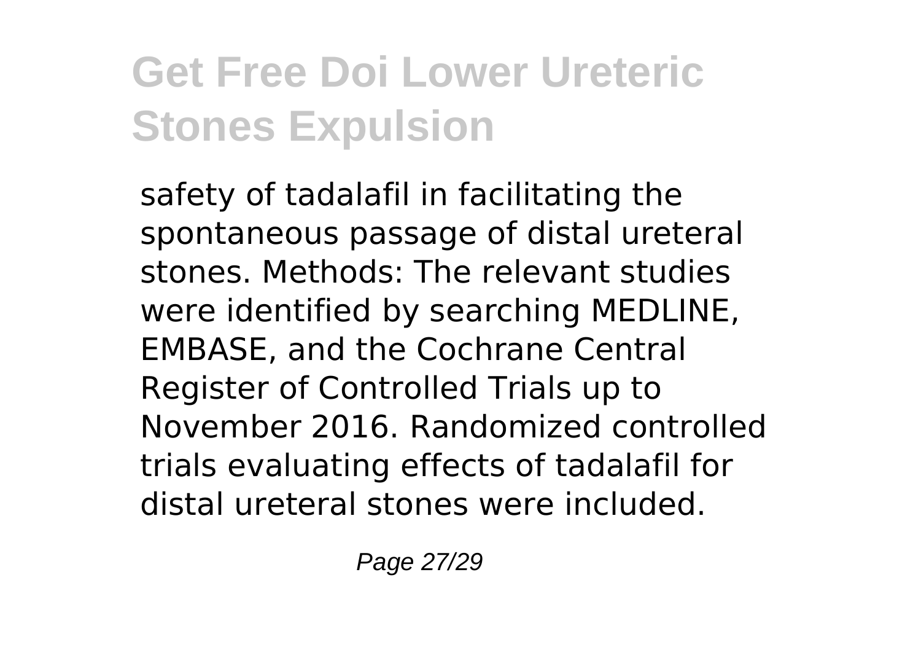safety of tadalafil in facilitating the spontaneous passage of distal ureteral stones. Methods: The relevant studies were identified by searching MEDLINE, EMBASE, and the Cochrane Central Register of Controlled Trials up to November 2016. Randomized controlled trials evaluating effects of tadalafil for distal ureteral stones were included.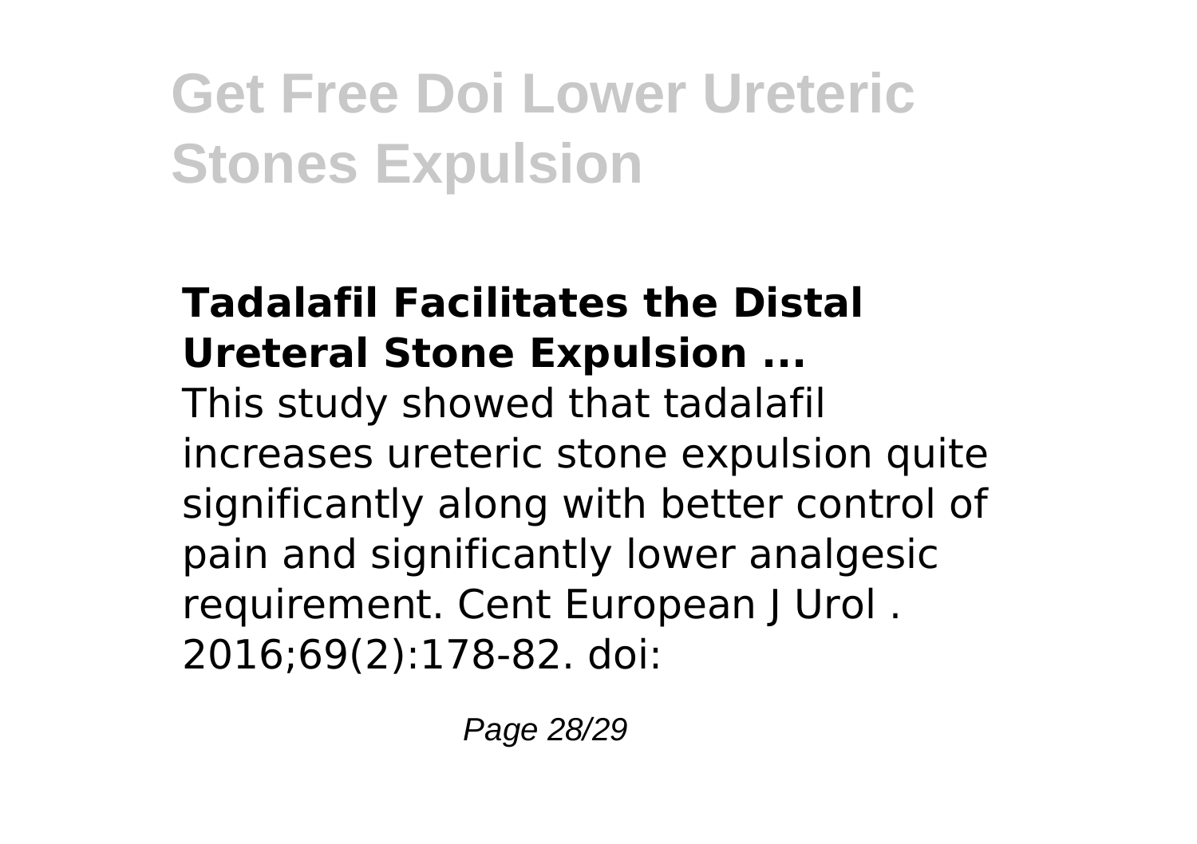#### Tadalafil Facilitates the Distal Ureteral Stone Expulsion ...

This study showed that tadalafil increases ureteric stone expulsion quite significantly along with better control of pain and significantly lower analgesic requirement. Cent European J Urol . 2016;69(2):178-82. doi: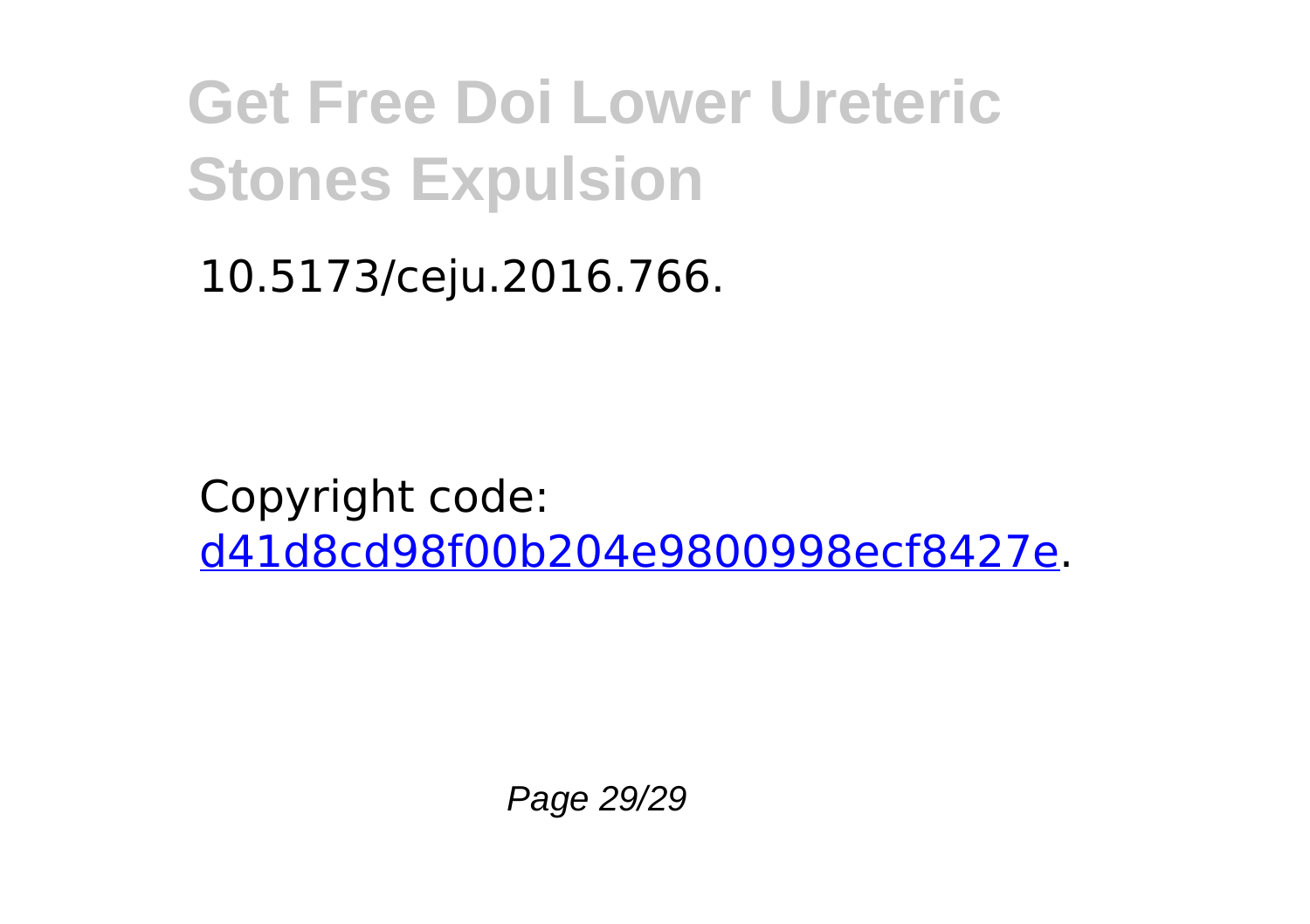10.5173/ceju.2016.766.

Copyright code: [d41d8cd98f00b204e9800998ecf8427e](d41d8cd98f00b204e9800998ecf8427e).